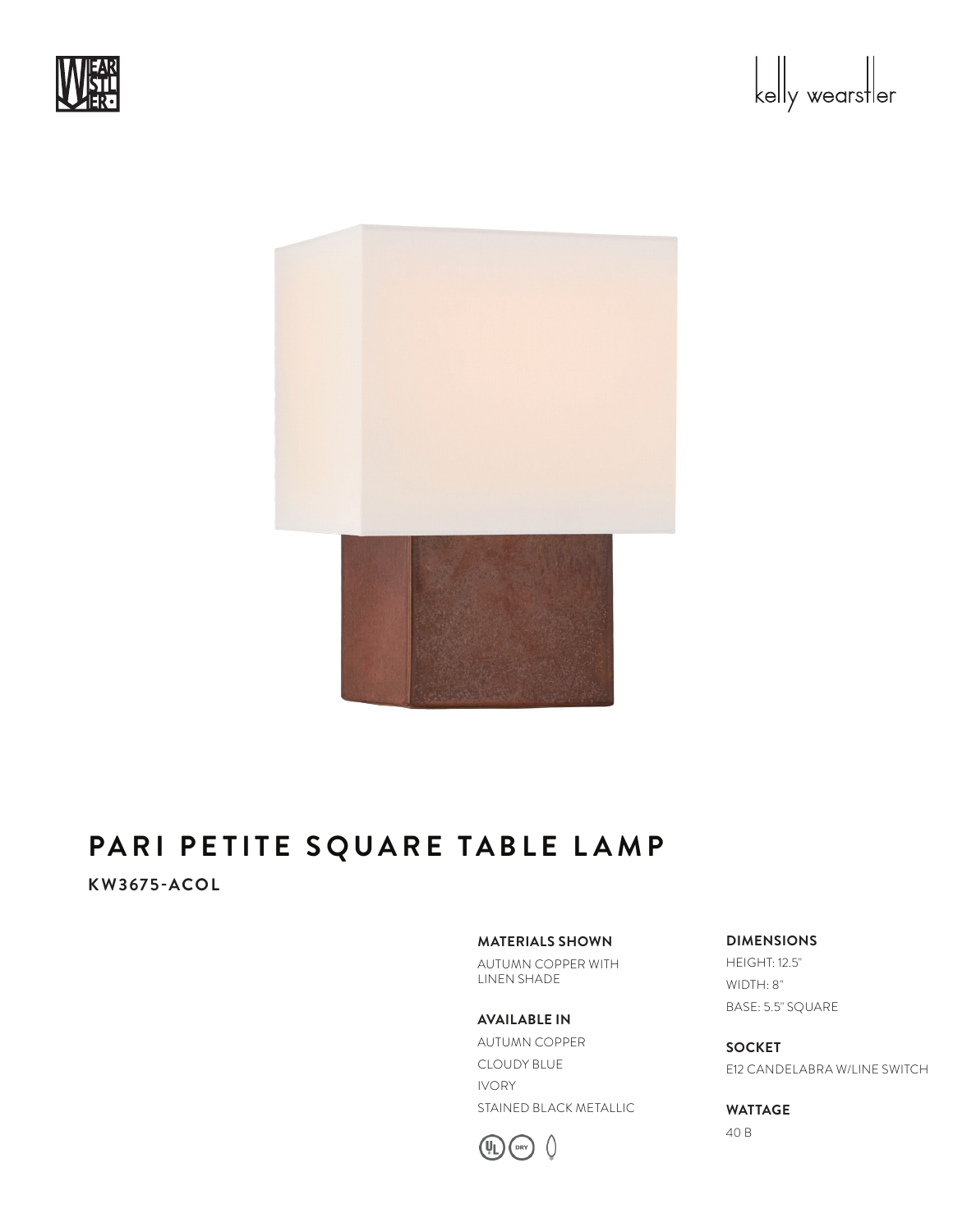kelly wearstler

# PARI PETITE SQUARE TABLE LAMP

**KW3675-ACOL**

**MATERIALS SHOWN**

AUTUMN COPPER WITH LINEN SHADE

**AVAILABLE IN**

AUTUMN COPPER

CLOUDY BLUE

IVORY

STAINED BLACK METALLIC

**DIMENSIONS**

HEIGHT: 12.5"

WIDTH: 8"

BASE: 5.5" SQUARE

**SOCKET**

E12 CANDELABRA W/LINE SWITCH

**WATTAGE**

40 B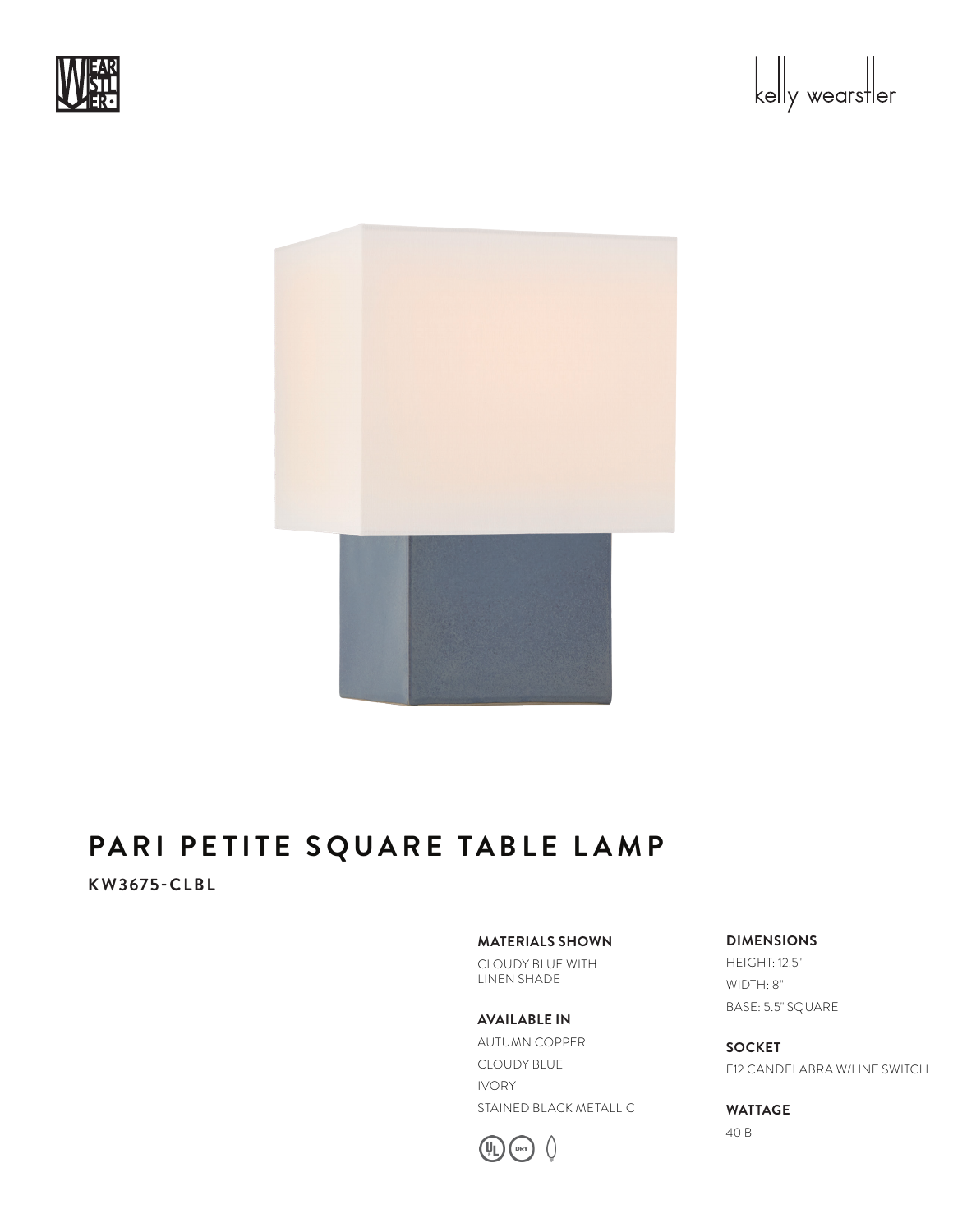# PARI PETITE SQUARE TABLE LAMP

**KW3675-CLBL**

**MATERIALS SHOWN**

CLOUDY BLUE WITH LINEN SHADE

**AVAILABLE IN**

AUTUMN COPPER

CLOUDY BLUE

IVORY

STAINED BLACK METALLIC

**DIMENSIONS**

HEIGHT: 12.5"

WIDTH: 8"

BASE: 5.5" SQUARE

**SOCKET**

E12 CANDELABRA W/LINE SWITCH

**WATTAGE**

40 B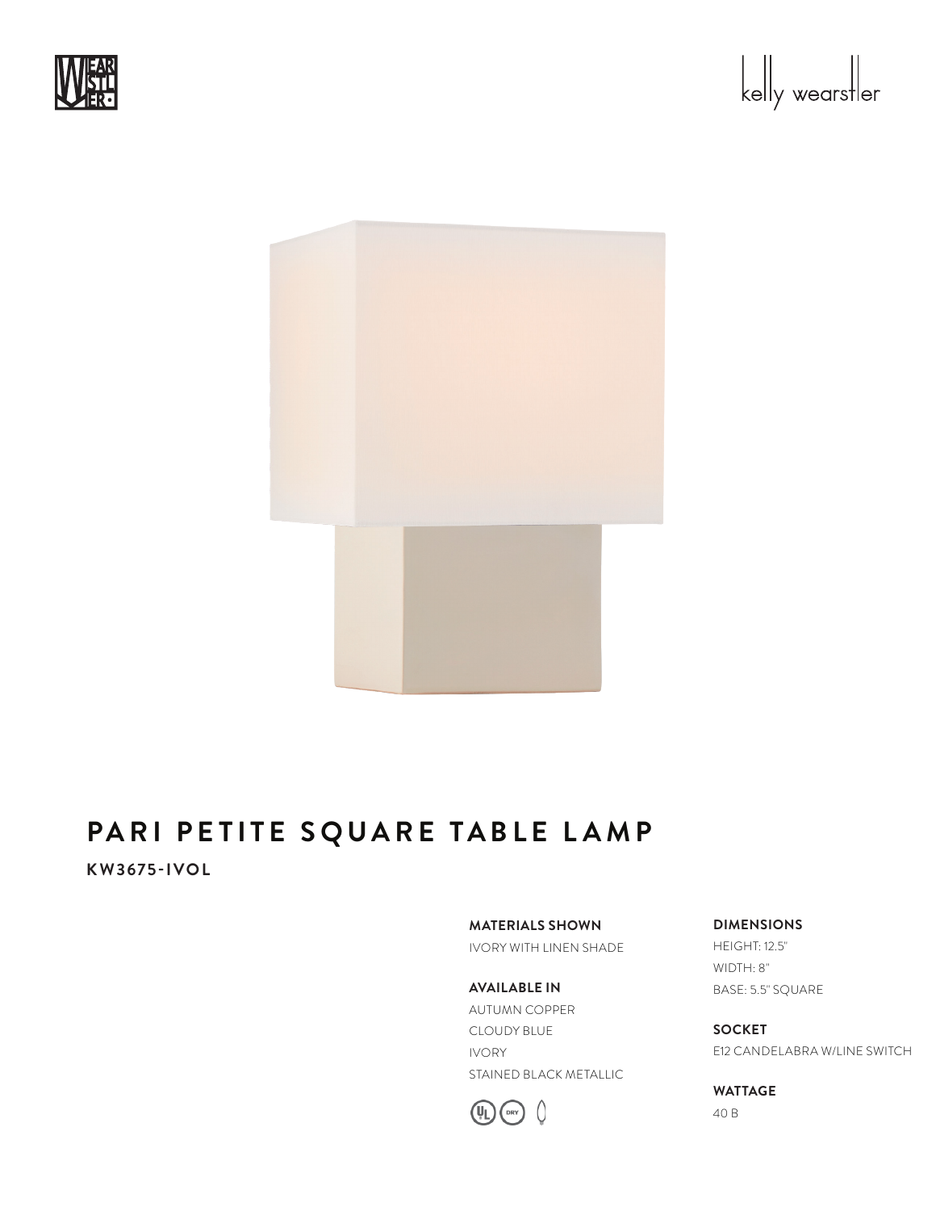# PARI PETITE SQUARE TABLE LAMP

**KW3675-IVOL**

**MATERIALS SHOWN**
IVORY WITH LINEN SHADE

**AVAILABLE IN**
AUTUMN COPPER
CLOUDY BLUE
IVORY
STAINED BLACK METALLIC

**DIMENSIONS**
HEIGHT: 12.5"
WIDTH: 8"
BASE: 5.5" SQUARE

**SOCKET**
E12 CANDELABRA W/LINE SWITCH

**WATTAGE**
40 B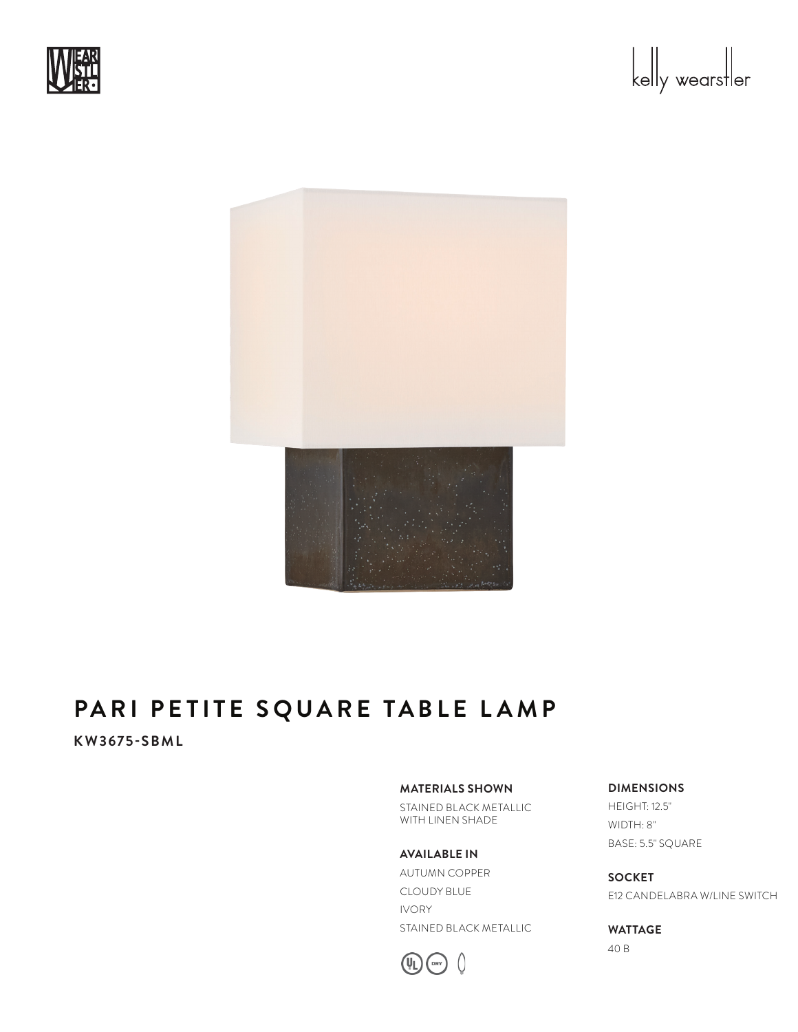# PARI PETITE SQUARE TABLE LAMP

**KW3675-SBML**

**MATERIALS SHOWN**

STAINED BLACK METALLIC
WITH LINEN SHADE

**AVAILABLE IN**

AUTUMN COPPER

CLOUDY BLUE

IVORY

STAINED BLACK METALLIC

**DIMENSIONS**

HEIGHT: 12.5"

WIDTH: 8"

BASE: 5.5" SQUARE

**SOCKET**

E12 CANDELABRA W/LINE SWITCH

**WATTAGE**

40 B